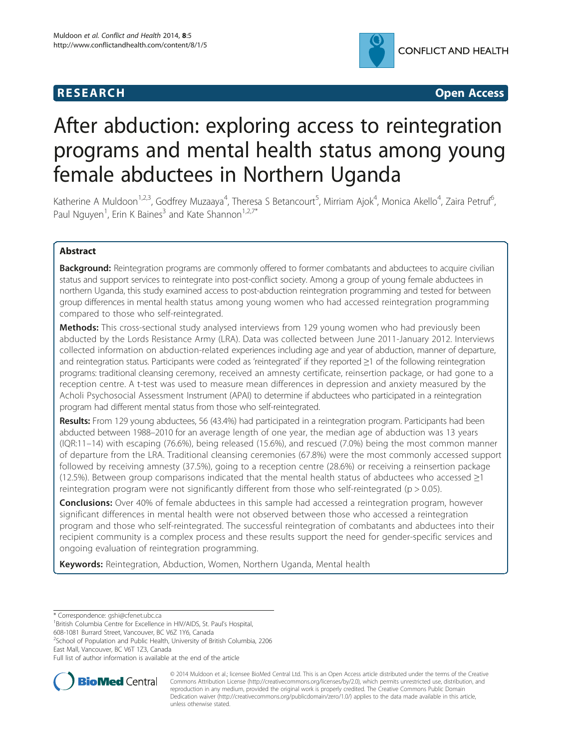**RESEARCH** **Open Access**

# After abduction: exploring access to reintegration programs and mental health status among young female abductees in Northern Uganda

Katherine A Muldoon[1,2,3], Godfrey Muzaaya[4], Theresa S Betancourt[5], Mirriam Ajok[4], Monica Akello[4], Zaira Petruf[6], Paul Nguyen[1], Erin K Baines[3] and Kate Shannon[1,2,7*]

## Abstract

**Background:** Reintegration programs are commonly offered to former combatants and abductees to acquire civilian status and support services to reintegrate into post-conflict society. Among a group of young female abductees in northern Uganda, this study examined access to post-abduction reintegration programming and tested for between group differences in mental health status among young women who had accessed reintegration programming compared to those who self-reintegrated.

**Methods:** This cross-sectional study analysed interviews from 129 young women who had previously been abducted by the Lords Resistance Army (LRA). Data was collected between June 2011-January 2012. Interviews collected information on abduction-related experiences including age and year of abduction, manner of departure, and reintegration status. Participants were coded as 'reintegrated' if they reported ≥1 of the following reintegration programs: traditional cleansing ceremony, received an amnesty certificate, reinsertion package, or had gone to a reception centre. A t-test was used to measure mean differences in depression and anxiety measured by the Acholi Psychosocial Assessment Instrument (APAI) to determine if abductees who participated in a reintegration program had different mental status from those who self-reintegrated.

**Results:** From 129 young abductees, 56 (43.4%) had participated in a reintegration program. Participants had been abducted between 1988–2010 for an average length of one year, the median age of abduction was 13 years (IQR:11–14) with escaping (76.6%), being released (15.6%), and rescued (7.0%) being the most common manner of departure from the LRA. Traditional cleansing ceremonies (67.8%) were the most commonly accessed support followed by receiving amnesty (37.5%), going to a reception centre (28.6%) or receiving a reinsertion package (12.5%). Between group comparisons indicated that the mental health status of abductees who accessed ≥1 reintegration program were not significantly different from those who self-reintegrated ($p > 0.05$).

**Conclusions:** Over 40% of female abductees in this sample had accessed a reintegration program, however significant differences in mental health were not observed between those who accessed a reintegration program and those who self-reintegrated. The successful reintegration of combatants and abductees into their recipient community is a complex process and these results support the need for gender-specific services and ongoing evaluation of reintegration programming.

**Keywords:** Reintegration, Abduction, Women, Northern Uganda, Mental health

\* Correspondence: gshi@cfenet.ubc.ca
[1]British Columbia Centre for Excellence in HIV/AIDS, St. Paul's Hospital, 608-1081 Burrard Street, Vancouver, BC V6Z 1Y6, Canada
[2]School of Population and Public Health, University of British Columbia, 2206 East Mall, Vancouver, BC V6T 1Z3, Canada
Full list of author information is available at the end of the article

© 2014 Muldoon et al.; licensee BioMed Central Ltd. This is an Open Access article distributed under the terms of the Creative Commons Attribution License (http://creativecommons.org/licenses/by/2.0), which permits unrestricted use, distribution, and reproduction in any medium, provided the original work is properly credited. The Creative Commons Public Domain Dedication waiver (http://creativecommons.org/publicdomain/zero/1.0/) applies to the data made available in this article, unless otherwise stated.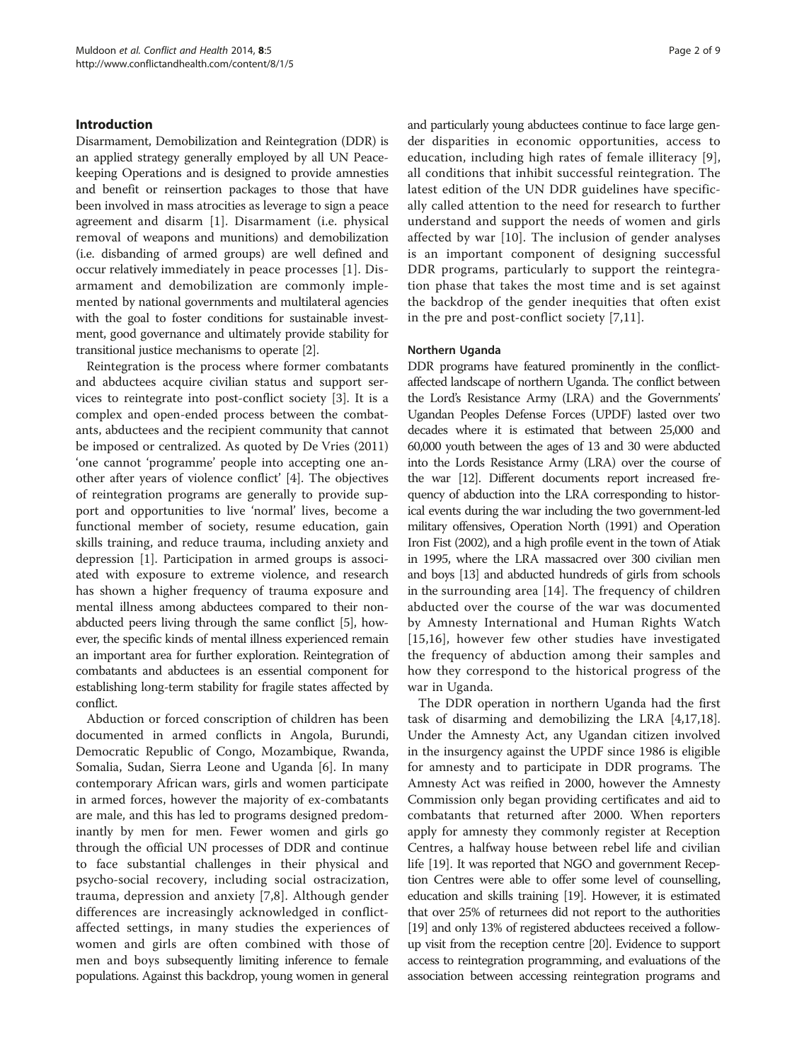## Introduction

Disarmament, Demobilization and Reintegration (DDR) is an applied strategy generally employed by all UN Peacekeeping Operations and is designed to provide amnesties and benefit or reinsertion packages to those that have been involved in mass atrocities as leverage to sign a peace agreement and disarm [1]. Disarmament (i.e. physical removal of weapons and munitions) and demobilization (i.e. disbanding of armed groups) are well defined and occur relatively immediately in peace processes [1]. Disarmament and demobilization are commonly implemented by national governments and multilateral agencies with the goal to foster conditions for sustainable investment, good governance and ultimately provide stability for transitional justice mechanisms to operate [2].

Reintegration is the process where former combatants and abductees acquire civilian status and support services to reintegrate into post-conflict society [3]. It is a complex and open-ended process between the combatants, abductees and the recipient community that cannot be imposed or centralized. As quoted by De Vries (2011) 'one cannot 'programme' people into accepting one another after years of violence conflict' [4]. The objectives of reintegration programs are generally to provide support and opportunities to live 'normal' lives, become a functional member of society, resume education, gain skills training, and reduce trauma, including anxiety and depression [1]. Participation in armed groups is associated with exposure to extreme violence, and research has shown a higher frequency of trauma exposure and mental illness among abductees compared to their non-abducted peers living through the same conflict [5], however, the specific kinds of mental illness experienced remain an important area for further exploration. Reintegration of combatants and abductees is an essential component for establishing long-term stability for fragile states affected by conflict.

Abduction or forced conscription of children has been documented in armed conflicts in Angola, Burundi, Democratic Republic of Congo, Mozambique, Rwanda, Somalia, Sudan, Sierra Leone and Uganda [6]. In many contemporary African wars, girls and women participate in armed forces, however the majority of ex-combatants are male, and this has led to programs designed predominantly by men for men. Fewer women and girls go through the official UN processes of DDR and continue to face substantial challenges in their physical and psycho-social recovery, including social ostracization, trauma, depression and anxiety [7,8]. Although gender differences are increasingly acknowledged in conflict-affected settings, in many studies the experiences of women and girls are often combined with those of men and boys subsequently limiting inference to female populations. Against this backdrop, young women in general and particularly young abductees continue to face large gender disparities in economic opportunities, access to education, including high rates of female illiteracy [9], all conditions that inhibit successful reintegration. The latest edition of the UN DDR guidelines have specifically called attention to the need for research to further understand and support the needs of women and girls affected by war [10]. The inclusion of gender analyses is an important component of designing successful DDR programs, particularly to support the reintegration phase that takes the most time and is set against the backdrop of the gender inequities that often exist in the pre and post-conflict society [7,11].

### Northern Uganda

DDR programs have featured prominently in the conflict-affected landscape of northern Uganda. The conflict between the Lord's Resistance Army (LRA) and the Governments' Ugandan Peoples Defense Forces (UPDF) lasted over two decades where it is estimated that between 25,000 and 60,000 youth between the ages of 13 and 30 were abducted into the Lords Resistance Army (LRA) over the course of the war [12]. Different documents report increased frequency of abduction into the LRA corresponding to historical events during the war including the two government-led military offensives, Operation North (1991) and Operation Iron Fist (2002), and a high profile event in the town of Atiak in 1995, where the LRA massacred over 300 civilian men and boys [13] and abducted hundreds of girls from schools in the surrounding area [14]. The frequency of children abducted over the course of the war was documented by Amnesty International and Human Rights Watch [15,16], however few other studies have investigated the frequency of abduction among their samples and how they correspond to the historical progress of the war in Uganda.

The DDR operation in northern Uganda had the first task of disarming and demobilizing the LRA [4,17,18]. Under the Amnesty Act, any Ugandan citizen involved in the insurgency against the UPDF since 1986 is eligible for amnesty and to participate in DDR programs. The Amnesty Act was reified in 2000, however the Amnesty Commission only began providing certificates and aid to combatants that returned after 2000. When reporters apply for amnesty they commonly register at Reception Centres, a halfway house between rebel life and civilian life [19]. It was reported that NGO and government Reception Centres were able to offer some level of counselling, education and skills training [19]. However, it is estimated that over 25% of returnees did not report to the authorities [19] and only 13% of registered abductees received a follow-up visit from the reception centre [20]. Evidence to support access to reintegration programming, and evaluations of the association between accessing reintegration programs and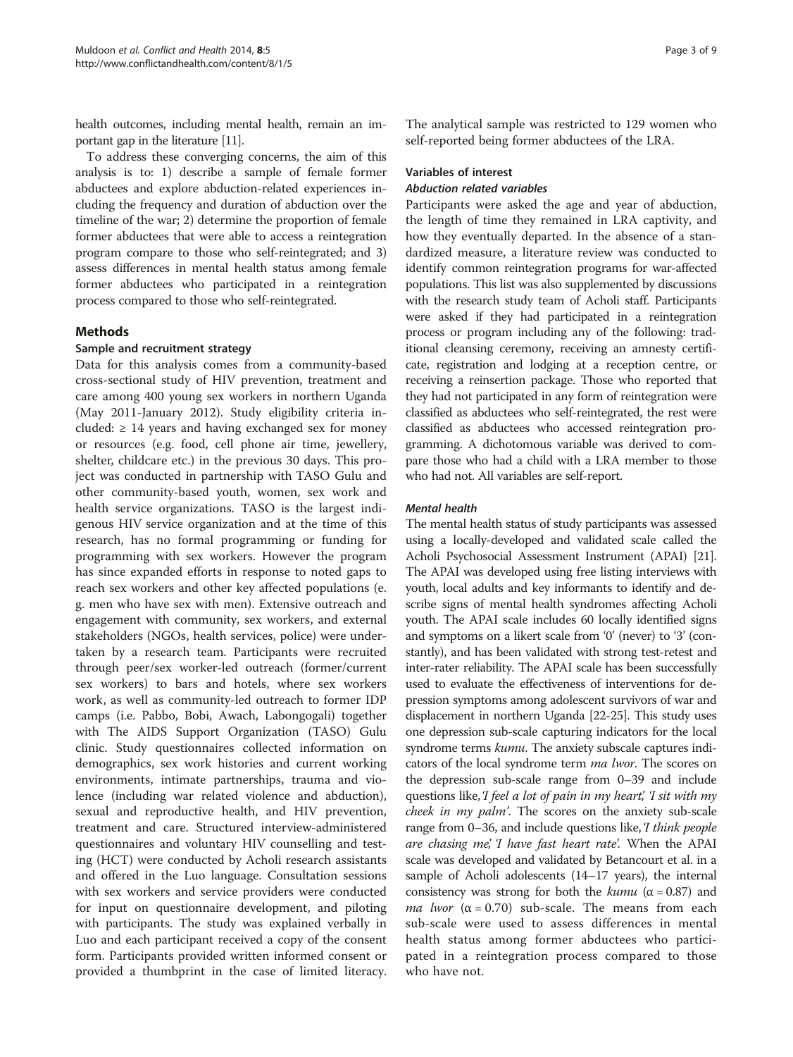health outcomes, including mental health, remain an important gap in the literature [11].

To address these converging concerns, the aim of this analysis is to: 1) describe a sample of female former abductees and explore abduction-related experiences including the frequency and duration of abduction over the timeline of the war; 2) determine the proportion of female former abductees that were able to access a reintegration program compare to those who self-reintegrated; and 3) assess differences in mental health status among female former abductees who participated in a reintegration process compared to those who self-reintegrated.

## Methods

### Sample and recruitment strategy

Data for this analysis comes from a community-based cross-sectional study of HIV prevention, treatment and care among 400 young sex workers in northern Uganda (May 2011-January 2012). Study eligibility criteria included: ≥ 14 years and having exchanged sex for money or resources (e.g. food, cell phone air time, jewellery, shelter, childcare etc.) in the previous 30 days. This project was conducted in partnership with TASO Gulu and other community-based youth, women, sex work and health service organizations. TASO is the largest indigenous HIV service organization and at the time of this research, has no formal programming or funding for programming with sex workers. However the program has since expanded efforts in response to noted gaps to reach sex workers and other key affected populations (e.g. men who have sex with men). Extensive outreach and engagement with community, sex workers, and external stakeholders (NGOs, health services, police) were undertaken by a research team. Participants were recruited through peer/sex worker-led outreach (former/current sex workers) to bars and hotels, where sex workers work, as well as community-led outreach to former IDP camps (i.e. Pabbo, Bobi, Awach, Labongogali) together with The AIDS Support Organization (TASO) Gulu clinic. Study questionnaires collected information on demographics, sex work histories and current working environments, intimate partnerships, trauma and violence (including war related violence and abduction), sexual and reproductive health, and HIV prevention, treatment and care. Structured interview-administered questionnaires and voluntary HIV counselling and testing (HCT) were conducted by Acholi research assistants and offered in the Luo language. Consultation sessions with sex workers and service providers were conducted for input on questionnaire development, and piloting with participants. The study was explained verbally in Luo and each participant received a copy of the consent form. Participants provided written informed consent or provided a thumbprint in the case of limited literacy. The analytical sample was restricted to 129 women who self-reported being former abductees of the LRA.

### Variables of interest

#### *Abduction related variables*

Participants were asked the age and year of abduction, the length of time they remained in LRA captivity, and how they eventually departed. In the absence of a standardized measure, a literature review was conducted to identify common reintegration programs for war-affected populations. This list was also supplemented by discussions with the research study team of Acholi staff. Participants were asked if they had participated in a reintegration process or program including any of the following: traditional cleansing ceremony, receiving an amnesty certificate, registration and lodging at a reception centre, or receiving a reinsertion package. Those who reported that they had not participated in any form of reintegration were classified as abductees who self-reintegrated, the rest were classified as abductees who accessed reintegration programming. A dichotomous variable was derived to compare those who had a child with a LRA member to those who had not. All variables are self-report.

#### *Mental health*

The mental health status of study participants was assessed using a locally-developed and validated scale called the Acholi Psychosocial Assessment Instrument (APAI) [21]. The APAI was developed using free listing interviews with youth, local adults and key informants to identify and describe signs of mental health syndromes affecting Acholi youth. The APAI scale includes 60 locally identified signs and symptoms on a likert scale from '0' (never) to '3' (constantly), and has been validated with strong test-retest and inter-rater reliability. The APAI scale has been successfully used to evaluate the effectiveness of interventions for depression symptoms among adolescent survivors of war and displacement in northern Uganda [22-25]. This study uses one depression sub-scale capturing indicators for the local syndrome terms *kumu*. The anxiety subscale captures indicators of the local syndrome term *ma lwor*. The scores on the depression sub-scale range from 0–39 and include questions like,*'I feel a lot of pain in my heart', 'I sit with my cheek in my palm'*. The scores on the anxiety sub-scale range from 0–36, and include questions like,*'I think people are chasing me', 'I have fast heart rate'*. When the APAI scale was developed and validated by Betancourt et al. in a sample of Acholi adolescents (14–17 years), the internal consistency was strong for both the *kumu* ($\alpha = 0.87$) and *ma lwor* ($\alpha = 0.70$) sub-scale. The means from each sub-scale were used to assess differences in mental health status among former abductees who participated in a reintegration process compared to those who have not.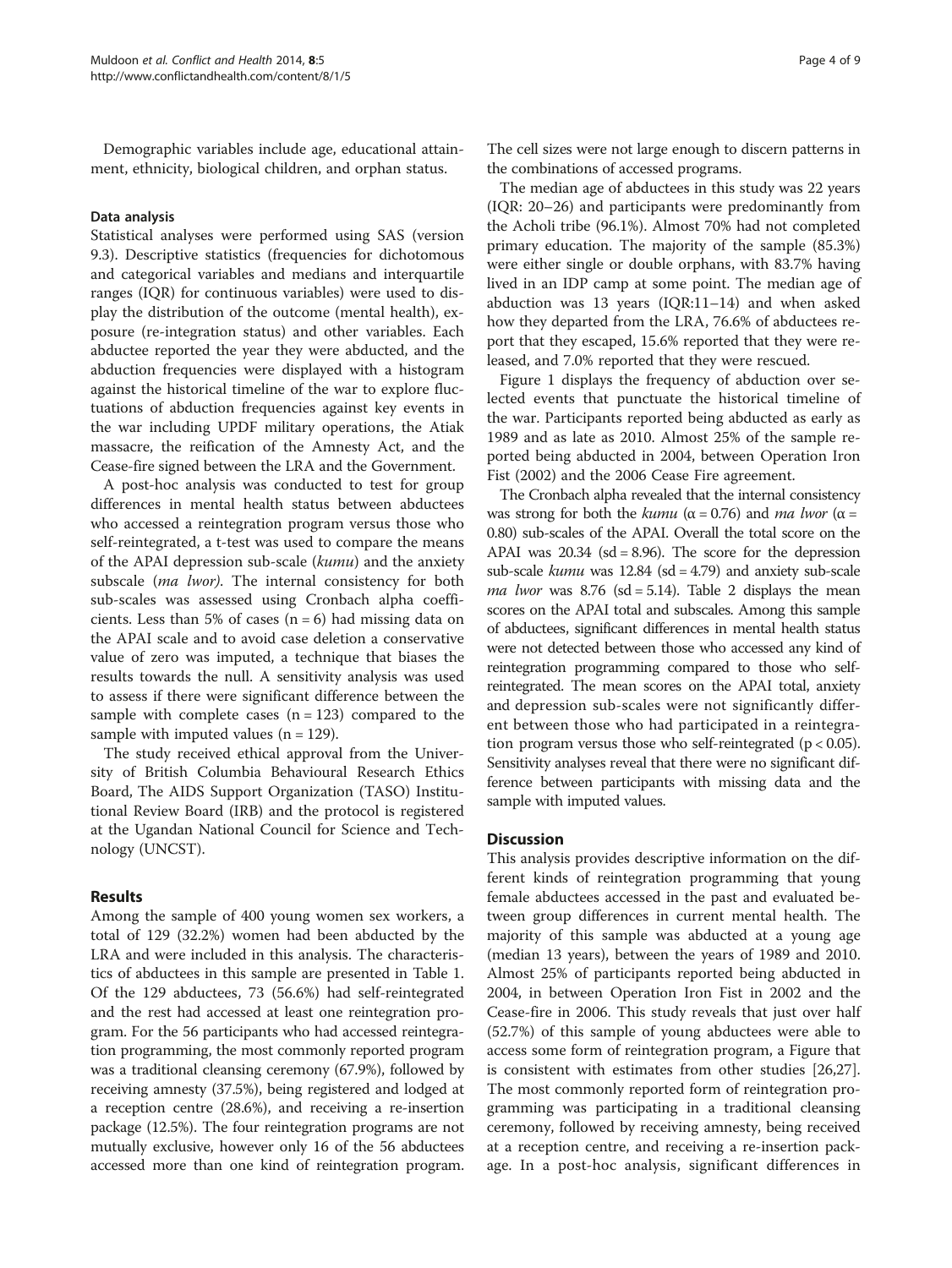Demographic variables include age, educational attainment, ethnicity, biological children, and orphan status.

### Data analysis

Statistical analyses were performed using SAS (version 9.3). Descriptive statistics (frequencies for dichotomous and categorical variables and medians and interquartile ranges (IQR) for continuous variables) were used to display the distribution of the outcome (mental health), exposure (re-integration status) and other variables. Each abductee reported the year they were abducted, and the abduction frequencies were displayed with a histogram against the historical timeline of the war to explore fluctuations of abduction frequencies against key events in the war including UPDF military operations, the Atiak massacre, the reification of the Amnesty Act, and the Cease-fire signed between the LRA and the Government.

A post-hoc analysis was conducted to test for group differences in mental health status between abductees who accessed a reintegration program versus those who self-reintegrated, a t-test was used to compare the means of the APAI depression sub-scale (*kumu*) and the anxiety subscale (*ma lwor)*. The internal consistency for both sub-scales was assessed using Cronbach alpha coefficients. Less than 5% of cases (n = 6) had missing data on the APAI scale and to avoid case deletion a conservative value of zero was imputed, a technique that biases the results towards the null. A sensitivity analysis was used to assess if there were significant difference between the sample with complete cases (n = 123) compared to the sample with imputed values (n = 129).

The study received ethical approval from the University of British Columbia Behavioural Research Ethics Board, The AIDS Support Organization (TASO) Institutional Review Board (IRB) and the protocol is registered at the Ugandan National Council for Science and Technology (UNCST).

## Results

Among the sample of 400 young women sex workers, a total of 129 (32.2%) women had been abducted by the LRA and were included in this analysis. The characteristics of abductees in this sample are presented in Table 1. Of the 129 abductees, 73 (56.6%) had self-reintegrated and the rest had accessed at least one reintegration program. For the 56 participants who had accessed reintegration programming, the most commonly reported program was a traditional cleansing ceremony (67.9%), followed by receiving amnesty (37.5%), being registered and lodged at a reception centre (28.6%), and receiving a re-insertion package (12.5%). The four reintegration programs are not mutually exclusive, however only 16 of the 56 abductees accessed more than one kind of reintegration program. The cell sizes were not large enough to discern patterns in the combinations of accessed programs.

The median age of abductees in this study was 22 years (IQR: 20–26) and participants were predominantly from the Acholi tribe (96.1%). Almost 70% had not completed primary education. The majority of the sample (85.3%) were either single or double orphans, with 83.7% having lived in an IDP camp at some point. The median age of abduction was 13 years (IQR:11–14) and when asked how they departed from the LRA, 76.6% of abductees report that they escaped, 15.6% reported that they were released, and 7.0% reported that they were rescued.

Figure 1 displays the frequency of abduction over selected events that punctuate the historical timeline of the war. Participants reported being abducted as early as 1989 and as late as 2010. Almost 25% of the sample reported being abducted in 2004, between Operation Iron Fist (2002) and the 2006 Cease Fire agreement.

The Cronbach alpha revealed that the internal consistency was strong for both the *kumu* ($\alpha = 0.76$) and *ma lwor* ($\alpha = 0.80$) sub-scales of the APAI. Overall the total score on the APAI was 20.34 (sd = 8.96). The score for the depression sub-scale *kumu* was 12.84 (sd = 4.79) and anxiety sub-scale *ma lwor* was 8.76 (sd = 5.14). Table 2 displays the mean scores on the APAI total and subscales. Among this sample of abductees, significant differences in mental health status were not detected between those who accessed any kind of reintegration programming compared to those who self-reintegrated. The mean scores on the APAI total, anxiety and depression sub-scales were not significantly different between those who had participated in a reintegration program versus those who self-reintegrated ($p < 0.05$). Sensitivity analyses reveal that there were no significant difference between participants with missing data and the sample with imputed values.

## Discussion

This analysis provides descriptive information on the different kinds of reintegration programming that young female abductees accessed in the past and evaluated between group differences in current mental health. The majority of this sample was abducted at a young age (median 13 years), between the years of 1989 and 2010. Almost 25% of participants reported being abducted in 2004, in between Operation Iron Fist in 2002 and the Cease-fire in 2006. This study reveals that just over half (52.7%) of this sample of young abductees were able to access some form of reintegration program, a Figure that is consistent with estimates from other studies [26,27]. The most commonly reported form of reintegration programming was participating in a traditional cleansing ceremony, followed by receiving amnesty, being received at a reception centre, and receiving a re-insertion package. In a post-hoc analysis, significant differences in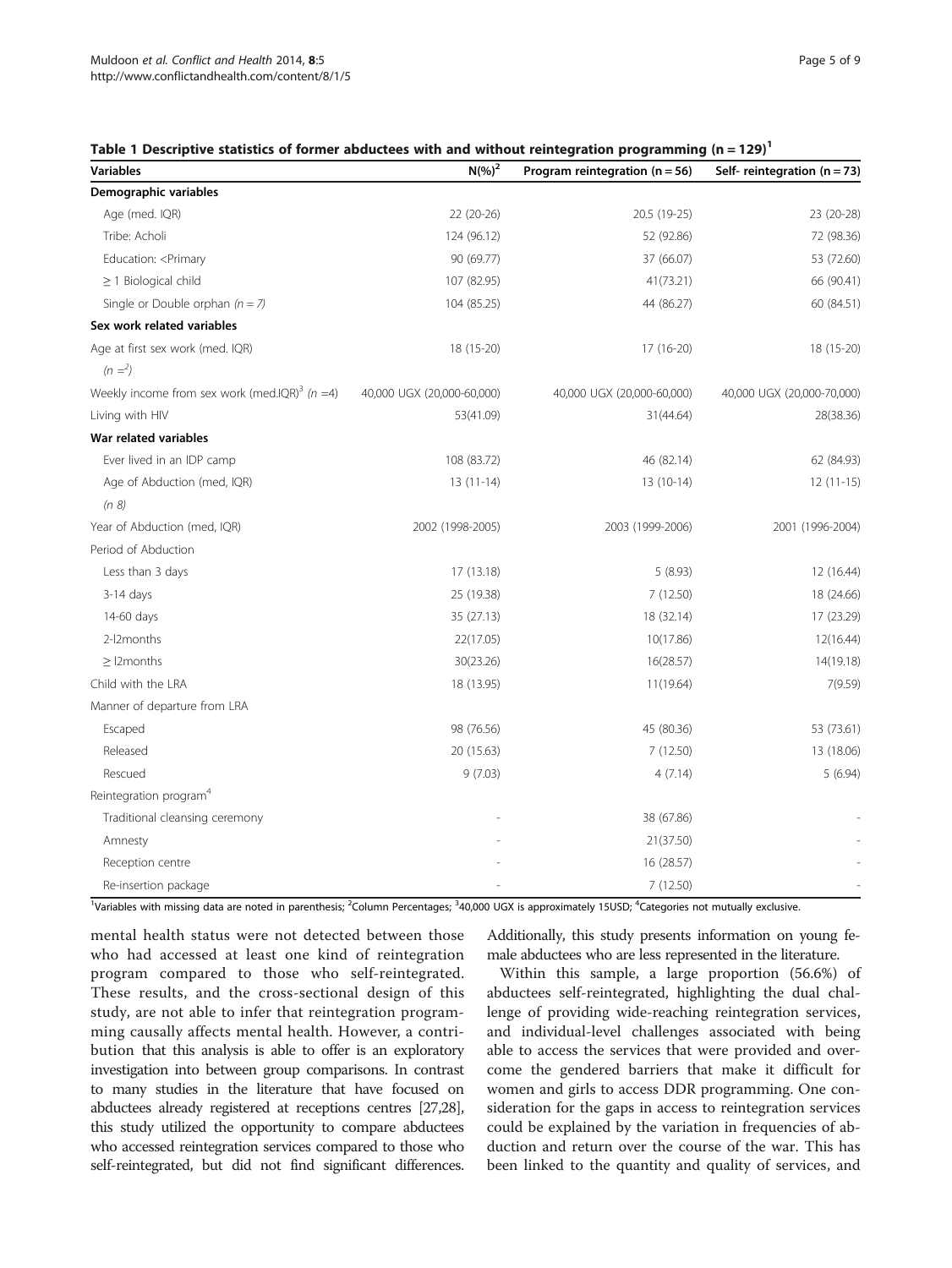**Table 1 Descriptive statistics of former abductees with and without reintegration programming (n = 129)[1]**

| Variables | N(%)[2] | Program reintegration (n = 56) | Self- reintegration (n = 73) |
|---|---|---|---|
| **Demographic variables** | | | |
| Age (med. IQR) | 22 (20-26) | 20.5 (19-25) | 23 (20-28) |
| Tribe: Acholi | 124 (96.12) | 52 (92.86) | 72 (98.36) |
| Education: <Primary | 90 (69.77) | 37 (66.07) | 53 (72.60) |
| ≥ 1 Biological child | 107 (82.95) | 41(73.21) | 66 (90.41) |
| Single or Double orphan (*n = 7*) | 104 (85.25) | 44 (86.27) | 60 (84.51) |
| **Sex work related variables** | | | |
| Age at first sex work (med. IQR) (*n =²*) | 18 (15-20) | 17 (16-20) | 18 (15-20) |
| Weekly income from sex work (med.IQR)[3] (*n =4*) | 40,000 UGX (20,000-60,000) | 40,000 UGX (20,000-60,000) | 40,000 UGX (20,000-70,000) |
| Living with HIV | 53(41.09) | 31(44.64) | 28(38.36) |
| **War related variables** | | | |
| Ever lived in an IDP camp | 108 (83.72) | 46 (82.14) | 62 (84.93) |
| Age of Abduction (med, IQR) (*n 8*) | 13 (11-14) | 13 (10-14) | 12 (11-15) |
| Year of Abduction (med, IQR) | 2002 (1998-2005) | 2003 (1999-2006) | 2001 (1996-2004) |
| Period of Abduction | | | |
| Less than 3 days | 17 (13.18) | 5 (8.93) | 12 (16.44) |
| 3-14 days | 25 (19.38) | 7 (12.50) | 18 (24.66) |
| 14-60 days | 35 (27.13) | 18 (32.14) | 17 (23.29) |
| 2-l2months | 22(17.05) | 10(17.86) | 12(16.44) |
| ≥ l2months | 30(23.26) | 16(28.57) | 14(19.18) |
| Child with the LRA | 18 (13.95) | 11(19.64) | 7(9.59) |
| Manner of departure from LRA | | | |
| Escaped | 98 (76.56) | 45 (80.36) | 53 (73.61) |
| Released | 20 (15.63) | 7 (12.50) | 13 (18.06) |
| Rescued | 9 (7.03) | 4 (7.14) | 5 (6.94) |
| Reintegration program[4] | | | |
| Traditional cleansing ceremony | - | 38 (67.86) | - |
| Amnesty | - | 21(37.50) | - |
| Reception centre | - | 16 (28.57) | - |
| Re-insertion package | - | 7 (12.50) | - |

[1]Variables with missing data are noted in parenthesis; [2]Column Percentages; [3]40,000 UGX is approximately 15USD; [4]Categories not mutually exclusive.

mental health status were not detected between those who had accessed at least one kind of reintegration program compared to those who self-reintegrated. These results, and the cross-sectional design of this study, are not able to infer that reintegration programming causally affects mental health. However, a contribution that this analysis is able to offer is an exploratory investigation into between group comparisons. In contrast to many studies in the literature that have focused on abductees already registered at receptions centres [27,28], this study utilized the opportunity to compare abductees who accessed reintegration services compared to those who self-reintegrated, but did not find significant differences. Additionally, this study presents information on young female abductees who are less represented in the literature.

Within this sample, a large proportion (56.6%) of abductees self-reintegrated, highlighting the dual challenge of providing wide-reaching reintegration services, and individual-level challenges associated with being able to access the services that were provided and overcome the gendered barriers that make it difficult for women and girls to access DDR programming. One consideration for the gaps in access to reintegration services could be explained by the variation in frequencies of abduction and return over the course of the war. This has been linked to the quantity and quality of services, and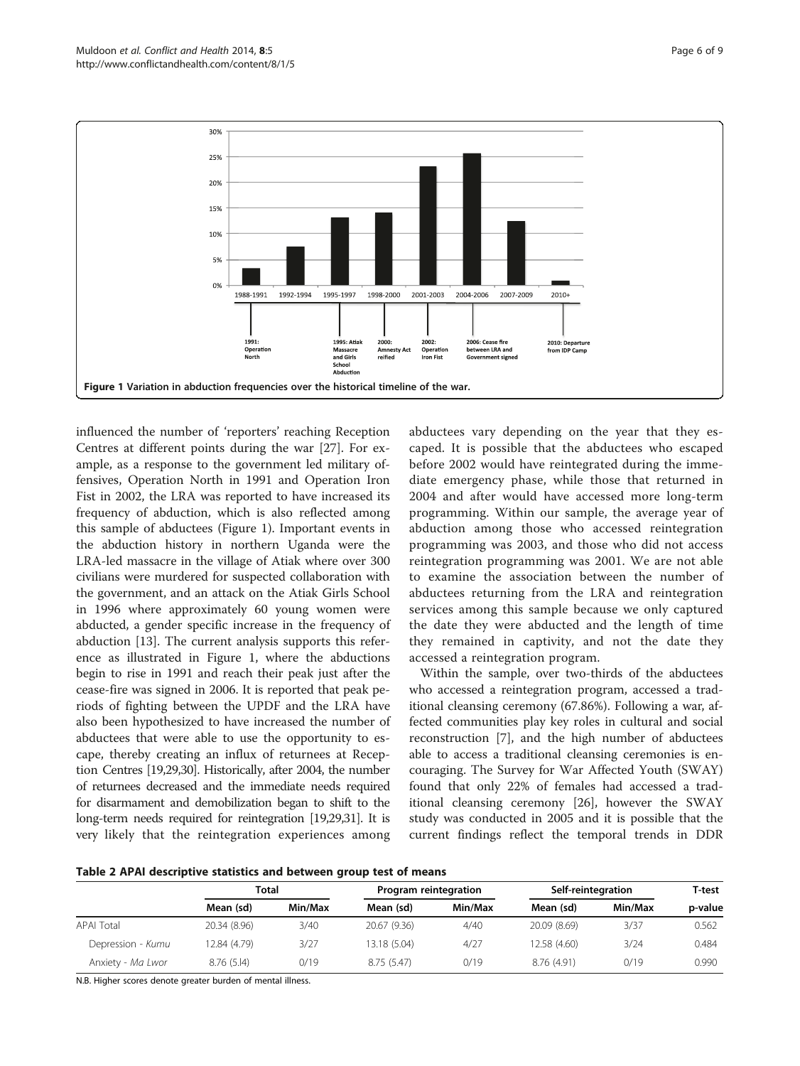Figure 1 Variation in abduction frequencies over the historical timeline of the war.

influenced the number of 'reporters' reaching Reception Centres at different points during the war [27]. For example, as a response to the government led military offensives, Operation North in 1991 and Operation Iron Fist in 2002, the LRA was reported to have increased its frequency of abduction, which is also reflected among this sample of abductees (Figure 1). Important events in the abduction history in northern Uganda were the LRA-led massacre in the village of Atiak where over 300 civilians were murdered for suspected collaboration with the government, and an attack on the Atiak Girls School in 1996 where approximately 60 young women were abducted, a gender specific increase in the frequency of abduction [13]. The current analysis supports this reference as illustrated in Figure 1, where the abductions begin to rise in 1991 and reach their peak just after the cease-fire was signed in 2006. It is reported that peak periods of fighting between the UPDF and the LRA have also been hypothesized to have increased the number of abductees that were able to use the opportunity to escape, thereby creating an influx of returnees at Reception Centres [19,29,30]. Historically, after 2004, the number of returnees decreased and the immediate needs required for disarmament and demobilization began to shift to the long-term needs required for reintegration [19,29,31]. It is very likely that the reintegration experiences among abductees vary depending on the year that they escaped. It is possible that the abductees who escaped before 2002 would have reintegrated during the immediate emergency phase, while those that returned in 2004 and after would have accessed more long-term programming. Within our sample, the average year of abduction among those who accessed reintegration programming was 2003, and those who did not access reintegration programming was 2001. We are not able to examine the association between the number of abductees returning from the LRA and reintegration services among this sample because we only captured the date they were abducted and the length of time they remained in captivity, and not the date they accessed a reintegration program.

Within the sample, over two-thirds of the abductees who accessed a reintegration program, accessed a traditional cleansing ceremony (67.86%). Following a war, affected communities play key roles in cultural and social reconstruction [7], and the high number of abductees able to access a traditional cleansing ceremonies is encouraging. The Survey for War Affected Youth (SWAY) found that only 22% of females had accessed a traditional cleansing ceremony [26], however the SWAY study was conducted in 2005 and it is possible that the current findings reflect the temporal trends in DDR

**Table 2 APAI descriptive statistics and between group test of means**

| | Total | | Program reintegration | | Self-reintegration | | T-test |
|---|---|---|---|---|---|---|---|
| | Mean (sd) | Min/Max | Mean (sd) | Min/Max | Mean (sd) | Min/Max | p-value |
| APAI Total | 20.34 (8.96) | 3/40 | 20.67 (9.36) | 4/40 | 20.09 (8.69) | 3/37 | 0.562 |
| Depression - *Kumu* | 12.84 (4.79) | 3/27 | 13.18 (5.04) | 4/27 | 12.58 (4.60) | 3/24 | 0.484 |
| Anxiety - *Ma Lwor* | 8.76 (5.14) | 0/19 | 8.75 (5.47) | 0/19 | 8.76 (4.91) | 0/19 | 0.990 |

N.B. Higher scores denote greater burden of mental illness.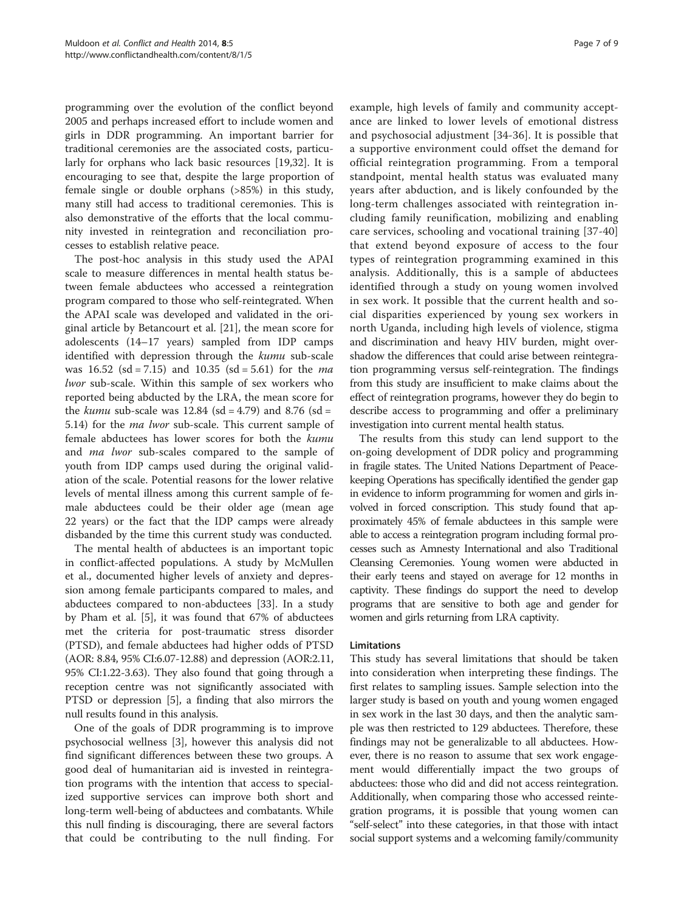programming over the evolution of the conflict beyond 2005 and perhaps increased effort to include women and girls in DDR programming. An important barrier for traditional ceremonies are the associated costs, particularly for orphans who lack basic resources [19,32]. It is encouraging to see that, despite the large proportion of female single or double orphans (>85%) in this study, many still had access to traditional ceremonies. This is also demonstrative of the efforts that the local community invested in reintegration and reconciliation processes to establish relative peace.

The post-hoc analysis in this study used the APAI scale to measure differences in mental health status between female abductees who accessed a reintegration program compared to those who self-reintegrated. When the APAI scale was developed and validated in the original article by Betancourt et al. [21], the mean score for adolescents (14–17 years) sampled from IDP camps identified with depression through the *kumu* sub-scale was 16.52 (sd = 7.15) and 10.35 (sd = 5.61) for the *ma lwor* sub-scale. Within this sample of sex workers who reported being abducted by the LRA, the mean score for the *kumu* sub-scale was 12.84 (sd = 4.79) and 8.76 (sd = 5.14) for the *ma lwor* sub-scale. This current sample of female abductees has lower scores for both the *kumu* and *ma lwor* sub-scales compared to the sample of youth from IDP camps used during the original validation of the scale. Potential reasons for the lower relative levels of mental illness among this current sample of female abductees could be their older age (mean age 22 years) or the fact that the IDP camps were already disbanded by the time this current study was conducted.

The mental health of abductees is an important topic in conflict-affected populations. A study by McMullen et al., documented higher levels of anxiety and depression among female participants compared to males, and abductees compared to non-abductees [33]. In a study by Pham et al. [5], it was found that 67% of abductees met the criteria for post-traumatic stress disorder (PTSD), and female abductees had higher odds of PTSD (AOR: 8.84, 95% CI:6.07-12.88) and depression (AOR:2.11, 95% CI:1.22-3.63). They also found that going through a reception centre was not significantly associated with PTSD or depression [5], a finding that also mirrors the null results found in this analysis.

One of the goals of DDR programming is to improve psychosocial wellness [3], however this analysis did not find significant differences between these two groups. A good deal of humanitarian aid is invested in reintegration programs with the intention that access to specialized supportive services can improve both short and long-term well-being of abductees and combatants. While this null finding is discouraging, there are several factors that could be contributing to the null finding. For example, high levels of family and community acceptance are linked to lower levels of emotional distress and psychosocial adjustment [34-36]. It is possible that a supportive environment could offset the demand for official reintegration programming. From a temporal standpoint, mental health status was evaluated many years after abduction, and is likely confounded by the long-term challenges associated with reintegration including family reunification, mobilizing and enabling care services, schooling and vocational training [37-40] that extend beyond exposure of access to the four types of reintegration programming examined in this analysis. Additionally, this is a sample of abductees identified through a study on young women involved in sex work. It possible that the current health and social disparities experienced by young sex workers in north Uganda, including high levels of violence, stigma and discrimination and heavy HIV burden, might overshadow the differences that could arise between reintegration programming versus self-reintegration. The findings from this study are insufficient to make claims about the effect of reintegration programs, however they do begin to describe access to programming and offer a preliminary investigation into current mental health status.

The results from this study can lend support to the on-going development of DDR policy and programming in fragile states. The United Nations Department of Peacekeeping Operations has specifically identified the gender gap in evidence to inform programming for women and girls involved in forced conscription. This study found that approximately 45% of female abductees in this sample were able to access a reintegration program including formal processes such as Amnesty International and also Traditional Cleansing Ceremonies. Young women were abducted in their early teens and stayed on average for 12 months in captivity. These findings do support the need to develop programs that are sensitive to both age and gender for women and girls returning from LRA captivity.

### Limitations

This study has several limitations that should be taken into consideration when interpreting these findings. The first relates to sampling issues. Sample selection into the larger study is based on youth and young women engaged in sex work in the last 30 days, and then the analytic sample was then restricted to 129 abductees. Therefore, these findings may not be generalizable to all abductees. However, there is no reason to assume that sex work engagement would differentially impact the two groups of abductees: those who did and did not access reintegration. Additionally, when comparing those who accessed reintegration programs, it is possible that young women can "self-select" into these categories, in that those with intact social support systems and a welcoming family/community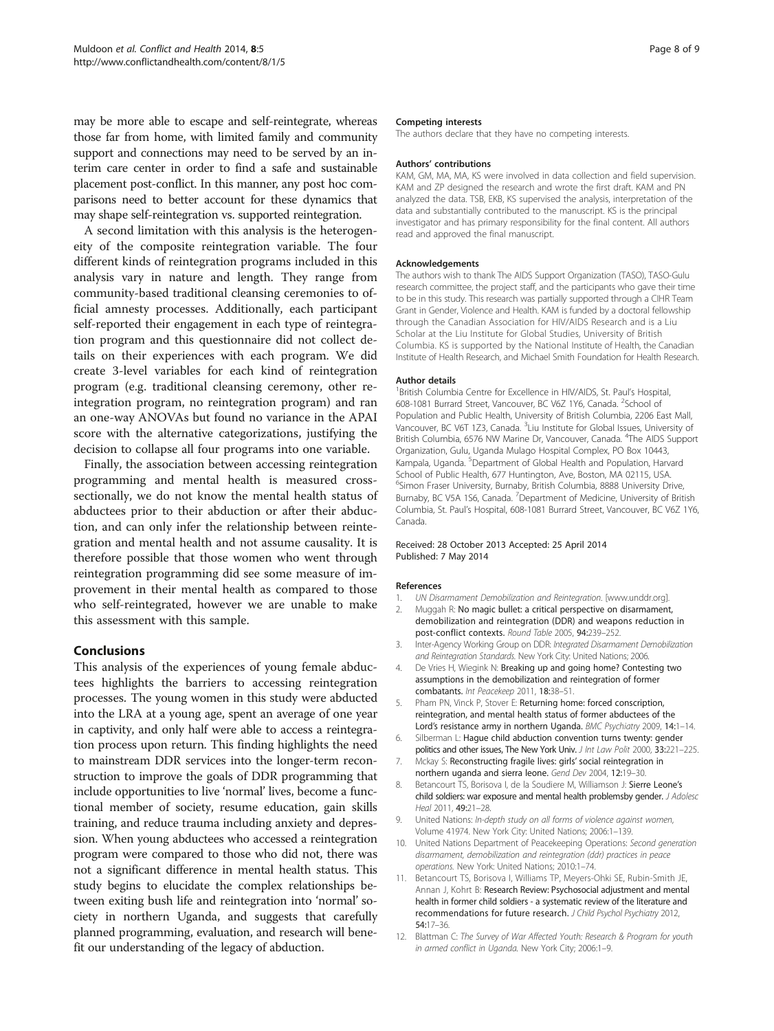may be more able to escape and self-reintegrate, whereas those far from home, with limited family and community support and connections may need to be served by an interim care center in order to find a safe and sustainable placement post-conflict. In this manner, any post hoc comparisons need to better account for these dynamics that may shape self-reintegration vs. supported reintegration.

A second limitation with this analysis is the heterogeneity of the composite reintegration variable. The four different kinds of reintegration programs included in this analysis vary in nature and length. They range from community-based traditional cleansing ceremonies to official amnesty processes. Additionally, each participant self-reported their engagement in each type of reintegration program and this questionnaire did not collect details on their experiences with each program. We did create 3-level variables for each kind of reintegration program (e.g. traditional cleansing ceremony, other reintegration program, no reintegration program) and ran an one-way ANOVAs but found no variance in the APAI score with the alternative categorizations, justifying the decision to collapse all four programs into one variable.

Finally, the association between accessing reintegration programming and mental health is measured cross-sectionally, we do not know the mental health status of abductees prior to their abduction or after their abduction, and can only infer the relationship between reintegration and mental health and not assume causality. It is therefore possible that those women who went through reintegration programming did see some measure of improvement in their mental health as compared to those who self-reintegrated, however we are unable to make this assessment with this sample.

## Conclusions

This analysis of the experiences of young female abductees highlights the barriers to accessing reintegration processes. The young women in this study were abducted into the LRA at a young age, spent an average of one year in captivity, and only half were able to access a reintegration process upon return. This finding highlights the need to mainstream DDR services into the longer-term reconstruction to improve the goals of DDR programming that include opportunities to live 'normal' lives, become a functional member of society, resume education, gain skills training, and reduce trauma including anxiety and depression. When young abductees who accessed a reintegration program were compared to those who did not, there was not a significant difference in mental health status. This study begins to elucidate the complex relationships between exiting bush life and reintegration into 'normal' society in northern Uganda, and suggests that carefully planned programming, evaluation, and research will benefit our understanding of the legacy of abduction.

#### Competing interests
The authors declare that they have no competing interests.

#### Authors' contributions
KAM, GM, MA, MA, KS were involved in data collection and field supervision. KAM and ZP designed the research and wrote the first draft. KAM and PN analyzed the data. TSB, EKB, KS supervised the analysis, interpretation of the data and substantially contributed to the manuscript. KS is the principal investigator and has primary responsibility for the final content. All authors read and approved the final manuscript.

#### Acknowledgements
The authors wish to thank The AIDS Support Organization (TASO), TASO-Gulu research committee, the project staff, and the participants who gave their time to be in this study. This research was partially supported through a CIHR Team Grant in Gender, Violence and Health. KAM is funded by a doctoral fellowship through the Canadian Association for HIV/AIDS Research and is a Liu Scholar at the Liu Institute for Global Studies, University of British Columbia. KS is supported by the National Institute of Health, the Canadian Institute of Health Research, and Michael Smith Foundation for Health Research.

#### Author details
[1]British Columbia Centre for Excellence in HIV/AIDS, St. Paul's Hospital, 608-1081 Burrard Street, Vancouver, BC V6Z 1Y6, Canada. [2]School of Population and Public Health, University of British Columbia, 2206 East Mall, Vancouver, BC V6T 1Z3, Canada. [3]Liu Institute for Global Issues, University of British Columbia, 6576 NW Marine Dr, Vancouver, Canada. [4]The AIDS Support Organization, Gulu, Uganda Mulago Hospital Complex, PO Box 10443, Kampala, Uganda. [5]Department of Global Health and Population, Harvard School of Public Health, 677 Huntington, Ave, Boston, MA 02115, USA. [6]Simon Fraser University, Burnaby, British Columbia, 8888 University Drive, Burnaby, BC V5A 1S6, Canada. [7]Department of Medicine, University of British Columbia, St. Paul's Hospital, 608-1081 Burrard Street, Vancouver, BC V6Z 1Y6, Canada.

Received: 28 October 2013 Accepted: 25 April 2014
Published: 7 May 2014

#### References

1. *UN Disarmament Demobilization and Reintegration.* [www.unddr.org].
2. Muggah R: **No magic bullet: a critical perspective on disarmament, demobilization and reintegration (DDR) and weapons reduction in post-conflict contexts.** *Round Table* 2005, **94:**239–252.
3. Inter-Agency Working Group on DDR: *Integrated Disarmament Demobilization and Reintegration Standards.* New York City: United Nations; 2006.
4. De Vries H, Wiegink N: **Breaking up and going home? Contesting two assumptions in the demobilization and reintegration of former combatants.** *Int Peacekeep* 2011, **18:**38–51.
5. Pham PN, Vinck P, Stover E: **Returning home: forced conscription, reintegration, and mental health status of former abductees of the Lord's resistance army in northern Uganda.** *BMC Psychiatry* 2009, **14:**1–14.
6. Silberman L: **Hague child abduction convention turns twenty: gender politics and other issues, The New York Univ.** *J Int Law Polit* 2000, **33:**221–225.
7. Mckay S: **Reconstructing fragile lives: girls' social reintegration in northern uganda and sierra leone.** *Gend Dev* 2004, **12:**19–30.
8. Betancourt TS, Borisova I, de la Soudiere M, Williamson J: **Sierre Leone's child soldiers: war exposure and mental health problemsby gender.** *J Adolesc Heal* 2011, **49:**21–28.
9. United Nations: *In-depth study on all forms of violence against women,* Volume 41974. New York City: United Nations; 2006:1–139.
10. United Nations Department of Peacekeeping Operations: *Second generation disarmament, demobilization and reintegration (ddr) practices in peace operations.* New York: United Nations; 2010:1–74.
11. Betancourt TS, Borisova I, Williams TP, Meyers-Ohki SE, Rubin-Smith JE, Annan J, Kohrt B: **Research Review: Psychosocial adjustment and mental health in former child soldiers - a systematic review of the literature and recommendations for future research.** *J Child Psychol Psychiatry* 2012, **54:**17–36.
12. Blattman C: *The Survey of War Affected Youth: Research & Program for youth in armed conflict in Uganda.* New York City; 2006:1–9.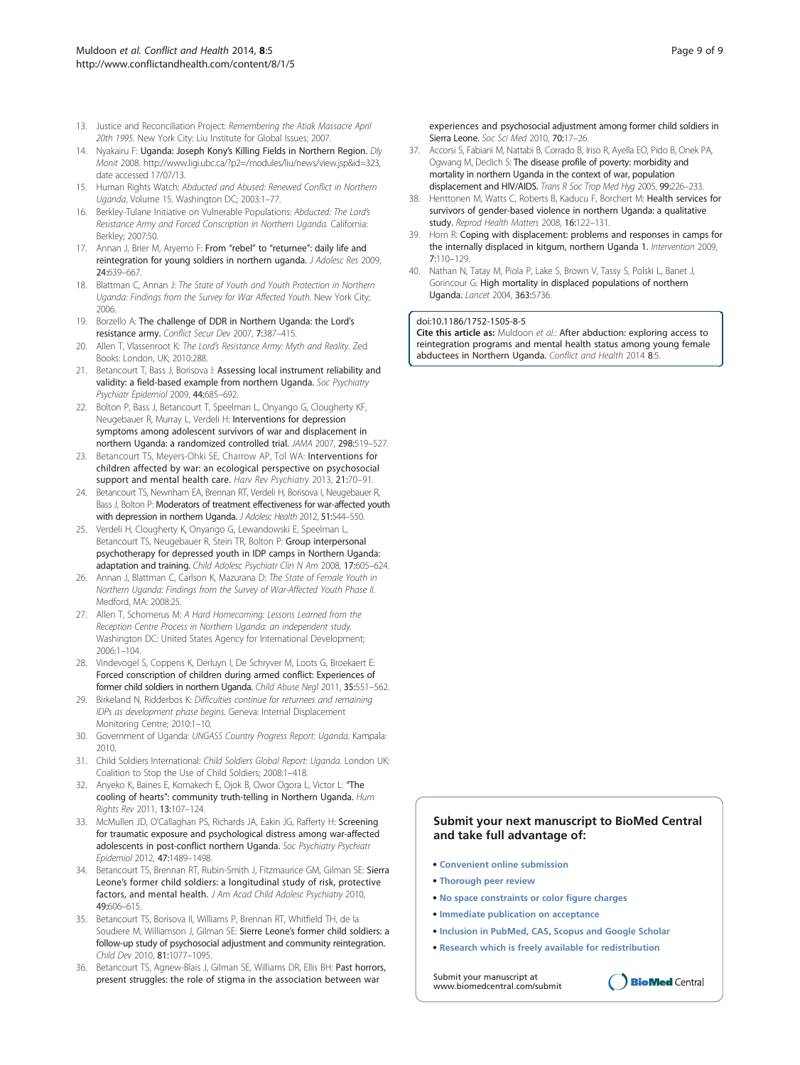13. Justice and Reconciliation Project: *Remembering the Atiak Massacre April 20th 1995.* New York City: Liu Institute for Global Issues; 2007.
14. Nyakairu F: **Uganda: Joseph Kony's Killing Fields in Northern Region.** *Dly Monit* 2008. http://www.ligi.ubc.ca/?p2=/modules/liu/news/view.jsp&id=323, date accessed 17/07/13.
15. Human Rights Watch: *Abducted and Abused: Renewed Conflict in Northern Uganda*, Volume 15. Washington DC; 2003:1–77.
16. Berkley-Tulane Initiative on Vulnerable Populations: *Abducted: The Lord's Resistance Army and Forced Conscription in Northern Uganda.* California: Berkley; 2007:50.
17. Annan J, Brier M, Aryemo F: **From "rebel" to "returnee": daily life and reintegration for young soldiers in northern uganda.** *J Adolesc Res* 2009, **24**:639–667.
18. Blattman C, Annan J: *The State of Youth and Youth Protection in Northern Uganda: Findings from the Survey for War Affected Youth.* New York City; 2006.
19. Borzello A: **The challenge of DDR in Northern Uganda: the Lord's resistance army.** *Conflict Secur Dev* 2007, **7**:387–415.
20. Allen T, Vlassenroot K: *The Lord's Resistance Army: Myth and Reality.* Zed Books: London, UK; 2010:288.
21. Betancourt T, Bass J, Borisova I: **Assessing local instrument reliability and validity: a field-based example from northern Uganda.** *Soc Psychiatry Psychiatr Epidemiol* 2009, **44**:685–692.
22. Bolton P, Bass J, Betancourt T, Speelman L, Onyango G, Clougherty KF, Neugebauer R, Murray L, Verdeli H: **Interventions for depression symptoms among adolescent survivors of war and displacement in northern Uganda: a randomized controlled trial.** *JAMA* 2007, **298**:519–527.
23. Betancourt TS, Meyers-Ohki SE, Charrow AP, Tol WA: **Interventions for children affected by war: an ecological perspective on psychosocial support and mental health care.** *Harv Rev Psychiatry* 2013, **21**:70–91.
24. Betancourt TS, Newnham EA, Brennan RT, Verdeli H, Borisova I, Neugebauer R, Bass J, Bolton P: **Moderators of treatment effectiveness for war-affected youth with depression in northern Uganda.** *J Adolesc Health* 2012, **51**:544–550.
25. Verdeli H, Clougherty K, Onyango G, Lewandowski E, Speelman L, Betancourt TS, Neugebauer R, Stein TR, Bolton P: **Group interpersonal psychotherapy for depressed youth in IDP camps in Northern Uganda: adaptation and training.** *Child Adolesc Psychiatr Clin N Am* 2008, **17**:605–624.
26. Annan J, Blattman C, Carlson K, Mazurana D: *The State of Female Youth in Northern Uganda: Findings from the Survey of War-Affected Youth Phase II.* Medford, MA: 2008:25.
27. Allen T, Schomerus M: *A Hard Homecoming: Lessons Learned from the Reception Centre Process in Northern Uganda: an independent study.* Washington DC: United States Agency for International Development; 2006:1–104.
28. Vindevogel S, Coppens K, Derluyn I, De Schryver M, Loots G, Broekaert E: **Forced conscription of children during armed conflict: Experiences of former child soldiers in northern Uganda.** *Child Abuse Negl* 2011, **35**:551–562.
29. Birkeland N, Ridderbos K: *Difficulties continue for returnees and remaining IDPs as development phase begins.* Geneva: Internal Displacement Monitoring Centre; 2010:1–10.
30. Government of Uganda: *UNGASS Country Progress Report: Uganda.* Kampala: 2010.
31. Child Soldiers International: *Child Soldiers Global Report: Uganda.* London UK: Coalition to Stop the Use of Child Soldiers; 2008:1–418.
32. Anyeko K, Baines E, Komakech E, Ojok B, Owor Ogora L, Victor L: **"The cooling of hearts": community truth-telling in Northern Uganda.** *Hum Rights Rev* 2011, **13**:107–124.
33. McMullen JD, O'Callaghan PS, Richards JA, Eakin JG, Rafferty H: **Screening for traumatic exposure and psychological distress among war-affected adolescents in post-conflict northern Uganda.** *Soc Psychiatry Psychiatr Epidemiol* 2012, **47**:1489–1498.
34. Betancourt TS, Brennan RT, Rubin-Smith J, Fitzmaurice GM, Gilman SE: **Sierra Leone's former child soldiers: a longitudinal study of risk, protective factors, and mental health.** *J Am Acad Child Adolesc Psychiatry* 2010, **49**:606–615.
35. Betancourt TS, Borisova II, Williams P, Brennan RT, Whitfield TH, de la Soudiere M, Williamson J, Gilman SE: **Sierre Leone's former child soldiers: a follow-up study of psychosocial adjustment and community reintegration.** *Child Dev* 2010, **81**:1077–1095.
36. Betancourt TS, Agnew-Blais J, Gilman SE, Williams DR, Ellis BH: **Past horrors, present struggles: the role of stigma in the association between war experiences and psychosocial adjustment among former child soldiers in Sierra Leone.** *Soc Sci Med* 2010, **70**:17–26.
37. Accorsi S, Fabiani M, Nattabi B, Corrado B, Iriso R, Ayella EO, Pido B, Onek PA, Ogwang M, Declich S: **The disease profile of poverty: morbidity and mortality in northern Uganda in the context of war, population displacement and HIV/AIDS.** *Trans R Soc Trop Med Hyg* 2005, **99**:226–233.
38. Henttonen M, Watts C, Roberts B, Kaducu F, Borchert M: **Health services for survivors of gender-based violence in northern Uganda: a qualitative study.** *Reprod Health Matters* 2008, **16**:122–131.
39. Horn R: **Coping with displacement: problems and responses in camps for the internally displaced in kitgum, northern Uganda 1.** *Intervention* 2009, **7**:110–129.
40. Nathan N, Tatay M, Piola P, Lake S, Brown V, Tassy S, Polski L, Banet J, Gorincour G: **High mortality in displaced populations of northern Uganda.** *Lancet* 2004, **363**:5736.

doi:10.1186/1752-1505-8-5

**Cite this article as:** Muldoon *et al.*: After abduction: exploring access to reintegration programs and mental health status among young female abductees in Northern Uganda. *Conflict and Health* 2014 **8**:5.